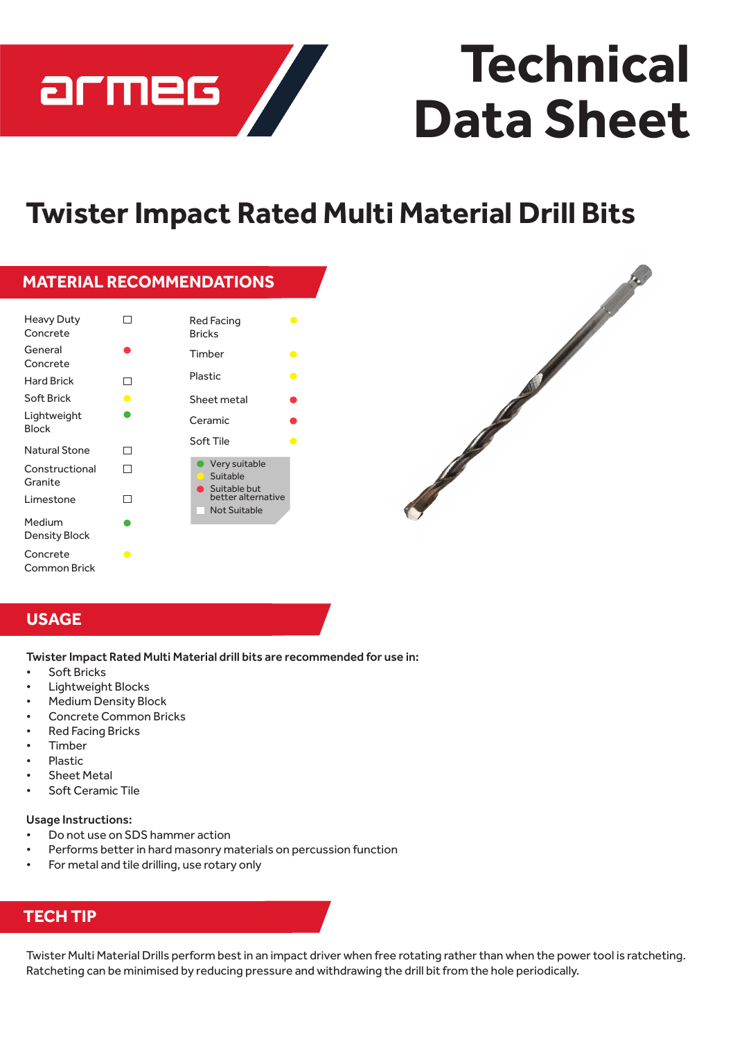# Technical Data Sheet

# Twister Impact Rated Multi Material Drill Bits

## MATERIAL RECOMMENDATIONS

| Material | Rating |
|---|---|
| Heavy Duty Concrete | Not Suitable |
| General Concrete | Suitable but better alternative |
| Hard Brick | Not Suitable |
| Soft Brick | Suitable |
| Lightweight Block | Very suitable |
| Natural Stone | Not Suitable |
| Constructional Granite | Not Suitable |
| Limestone | Not Suitable |
| Medium Density Block | Very suitable |
| Concrete Common Brick | Suitable |
| Red Facing Bricks | Suitable |
| Timber | Suitable |
| Plastic | Suitable |
| Sheet metal | Suitable but better alternative |
| Ceramic | Suitable but better alternative |
| Soft Tile | Suitable |

Key:
- Very suitable (green)
- Suitable (yellow)
- Suitable but better alternative (red)
- Not Suitable (white)

## USAGE

**Twister Impact Rated Multi Material drill bits are recommended for use in:**

- Soft Bricks
- Lightweight Blocks
- Medium Density Block
- Concrete Common Bricks
- Red Facing Bricks
- Timber
- Plastic
- Sheet Metal
- Soft Ceramic Tile

**Usage Instructions:**

- Do not use on SDS hammer action
- Performs better in hard masonry materials on percussion function
- For metal and tile drilling, use rotary only

## TECH TIP

Twister Multi Material Drills perform best in an impact driver when free rotating rather than when the power tool is ratcheting. Ratcheting can be minimised by reducing pressure and withdrawing the drill bit from the hole periodically.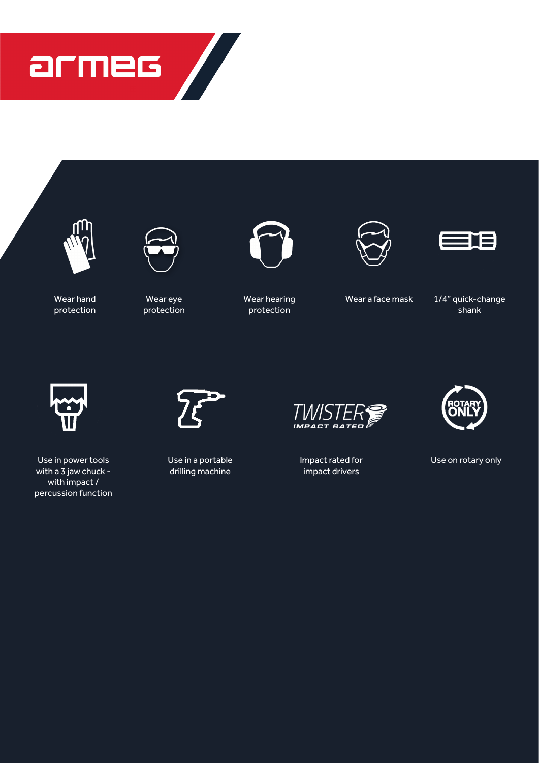armeg

Wear hand protection

Wear eye protection

Wear hearing protection

Wear a face mask

1/4" quick-change shank

Use in power tools with a 3 jaw chuck - with impact / percussion function

Use in a portable drilling machine

TWISTER IMPACT RATED

Impact rated for impact drivers

ROTARY ONLY

Use on rotary only